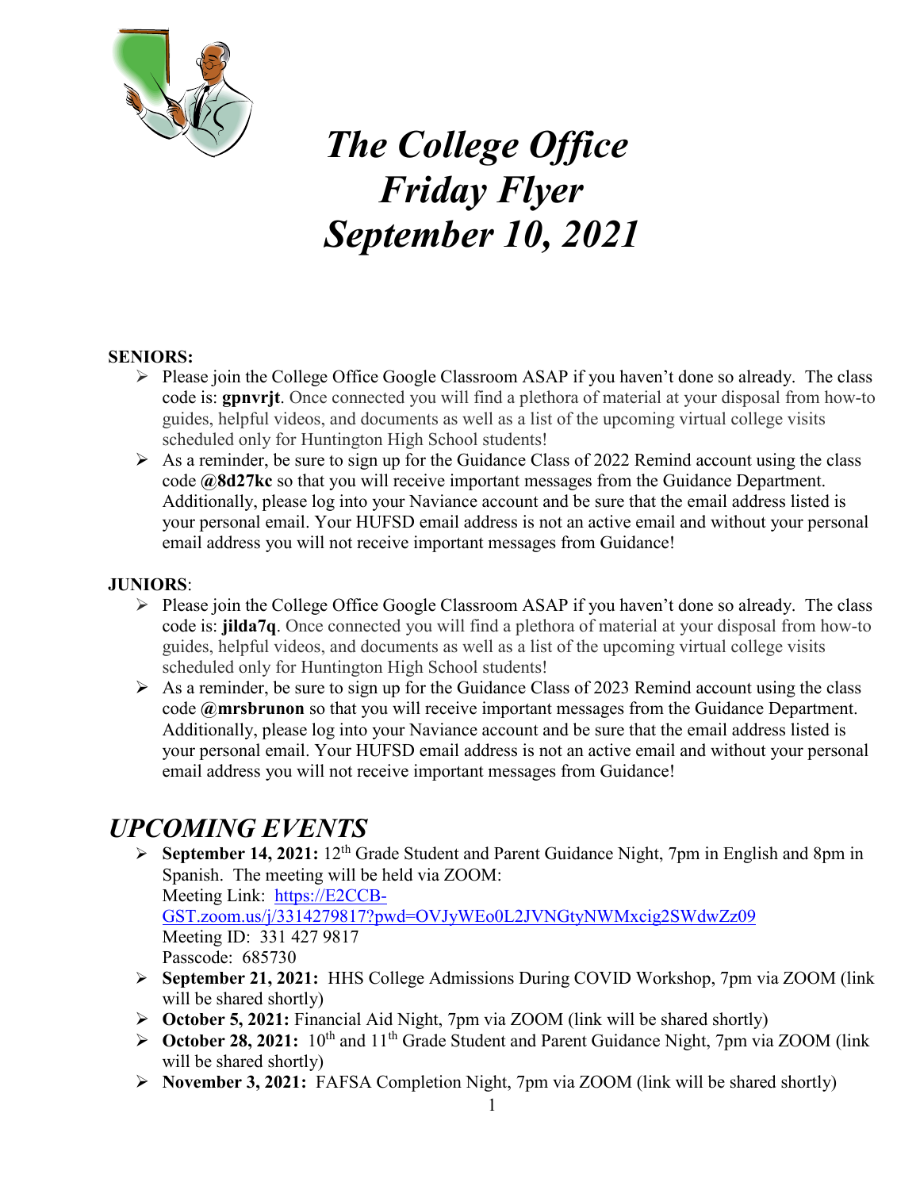# *The College Office Friday Flyer September 10, 2021*

**SENIORS:**

- Please join the College Office Google Classroom ASAP if you haven't done so already. The class code is: **gpnvrjt**. Once connected you will find a plethora of material at your disposal from how-to guides, helpful videos, and documents as well as a list of the upcoming virtual college visits scheduled only for Huntington High School students!
- As a reminder, be sure to sign up for the Guidance Class of 2022 Remind account using the class code **@8d27kc** so that you will receive important messages from the Guidance Department. Additionally, please log into your Naviance account and be sure that the email address listed is your personal email. Your HUFSD email address is not an active email and without your personal email address you will not receive important messages from Guidance!

**JUNIORS**:

- Please join the College Office Google Classroom ASAP if you haven't done so already. The class code is: **jilda7q**. Once connected you will find a plethora of material at your disposal from how-to guides, helpful videos, and documents as well as a list of the upcoming virtual college visits scheduled only for Huntington High School students!
- As a reminder, be sure to sign up for the Guidance Class of 2023 Remind account using the class code **@mrsbrunon** so that you will receive important messages from the Guidance Department. Additionally, please log into your Naviance account and be sure that the email address listed is your personal email. Your HUFSD email address is not an active email and without your personal email address you will not receive important messages from Guidance!

## *UPCOMING EVENTS*

- **September 14, 2021:** 12th Grade Student and Parent Guidance Night, 7pm in English and 8pm in Spanish. The meeting will be held via ZOOM:
  Meeting Link: https://E2CCB-GST.zoom.us/j/3314279817?pwd=OVJyWEo0L2JVNGtyNWMxcig2SWdwZz09
  Meeting ID: 331 427 9817
  Passcode: 685730
- **September 21, 2021:** HHS College Admissions During COVID Workshop, 7pm via ZOOM (link will be shared shortly)
- **October 5, 2021:** Financial Aid Night, 7pm via ZOOM (link will be shared shortly)
- **October 28, 2021:** 10th and 11th Grade Student and Parent Guidance Night, 7pm via ZOOM (link will be shared shortly)
- **November 3, 2021:** FAFSA Completion Night, 7pm via ZOOM (link will be shared shortly)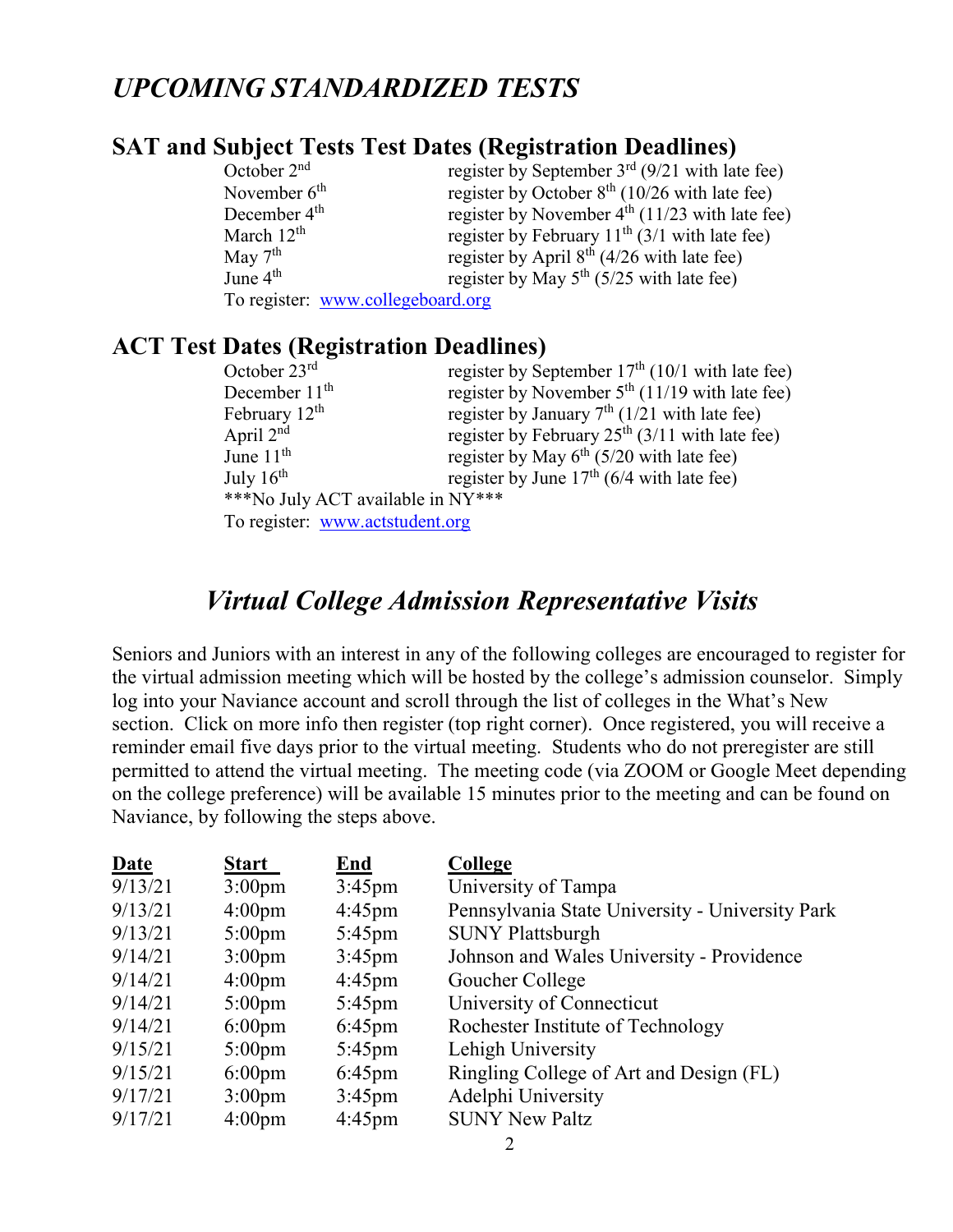# *UPCOMING STANDARDIZED TESTS*

## SAT and Subject Tests Test Dates (Registration Deadlines)

| | |
|---|---|
| October 2nd | register by September 3rd (9/21 with late fee) |
| November 6th | register by October 8th (10/26 with late fee) |
| December 4th | register by November 4th (11/23 with late fee) |
| March 12th | register by February 11th (3/1 with late fee) |
| May 7th | register by April 8th (4/26 with late fee) |
| June 4th | register by May 5th (5/25 with late fee) |

To register: [www.collegeboard.org](http://www.collegeboard.org)

## ACT Test Dates (Registration Deadlines)

| | |
|---|---|
| October 23rd | register by September 17th (10/1 with late fee) |
| December 11th | register by November 5th (11/19 with late fee) |
| February 12th | register by January 7th (1/21 with late fee) |
| April 2nd | register by February 25th (3/11 with late fee) |
| June 11th | register by May 6th (5/20 with late fee) |
| July 16th | register by June 17th (6/4 with late fee) |

***No July ACT available in NY***

To register: [www.actstudent.org](http://www.actstudent.org)

# *Virtual College Admission Representative Visits*

Seniors and Juniors with an interest in any of the following colleges are encouraged to register for the virtual admission meeting which will be hosted by the college's admission counselor. Simply log into your Naviance account and scroll through the list of colleges in the What's New section. Click on more info then register (top right corner). Once registered, you will receive a reminder email five days prior to the virtual meeting. Students who do not preregister are still permitted to attend the virtual meeting. The meeting code (via ZOOM or Google Meet depending on the college preference) will be available 15 minutes prior to the meeting and can be found on Naviance, by following the steps above.

| Date | Start | End | College |
|---|---|---|---|
| 9/13/21 | 3:00pm | 3:45pm | University of Tampa |
| 9/13/21 | 4:00pm | 4:45pm | Pennsylvania State University - University Park |
| 9/13/21 | 5:00pm | 5:45pm | SUNY Plattsburgh |
| 9/14/21 | 3:00pm | 3:45pm | Johnson and Wales University - Providence |
| 9/14/21 | 4:00pm | 4:45pm | Goucher College |
| 9/14/21 | 5:00pm | 5:45pm | University of Connecticut |
| 9/14/21 | 6:00pm | 6:45pm | Rochester Institute of Technology |
| 9/15/21 | 5:00pm | 5:45pm | Lehigh University |
| 9/15/21 | 6:00pm | 6:45pm | Ringling College of Art and Design (FL) |
| 9/17/21 | 3:00pm | 3:45pm | Adelphi University |
| 9/17/21 | 4:00pm | 4:45pm | SUNY New Paltz |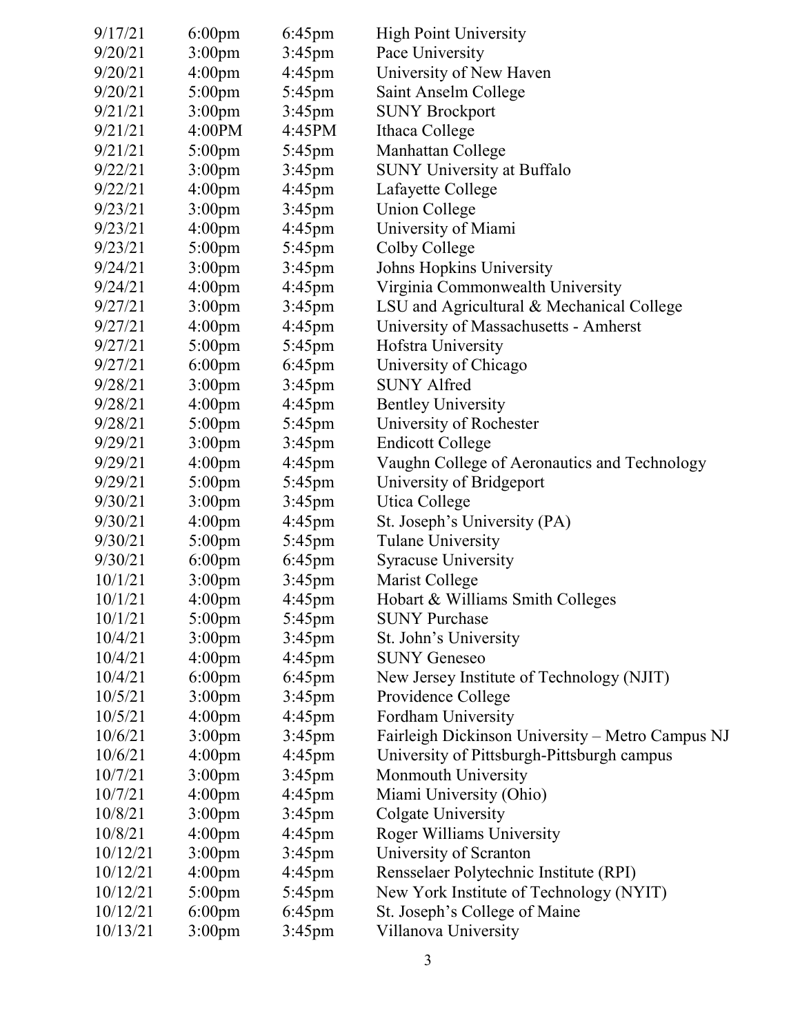| | | | |
|---|---|---|---|
| 9/17/21 | 6:00pm | 6:45pm | High Point University |
| 9/20/21 | 3:00pm | 3:45pm | Pace University |
| 9/20/21 | 4:00pm | 4:45pm | University of New Haven |
| 9/20/21 | 5:00pm | 5:45pm | Saint Anselm College |
| 9/21/21 | 3:00pm | 3:45pm | SUNY Brockport |
| 9/21/21 | 4:00PM | 4:45PM | Ithaca College |
| 9/21/21 | 5:00pm | 5:45pm | Manhattan College |
| 9/22/21 | 3:00pm | 3:45pm | SUNY University at Buffalo |
| 9/22/21 | 4:00pm | 4:45pm | Lafayette College |
| 9/23/21 | 3:00pm | 3:45pm | Union College |
| 9/23/21 | 4:00pm | 4:45pm | University of Miami |
| 9/23/21 | 5:00pm | 5:45pm | Colby College |
| 9/24/21 | 3:00pm | 3:45pm | Johns Hopkins University |
| 9/24/21 | 4:00pm | 4:45pm | Virginia Commonwealth University |
| 9/27/21 | 3:00pm | 3:45pm | LSU and Agricultural & Mechanical College |
| 9/27/21 | 4:00pm | 4:45pm | University of Massachusetts - Amherst |
| 9/27/21 | 5:00pm | 5:45pm | Hofstra University |
| 9/27/21 | 6:00pm | 6:45pm | University of Chicago |
| 9/28/21 | 3:00pm | 3:45pm | SUNY Alfred |
| 9/28/21 | 4:00pm | 4:45pm | Bentley University |
| 9/28/21 | 5:00pm | 5:45pm | University of Rochester |
| 9/29/21 | 3:00pm | 3:45pm | Endicott College |
| 9/29/21 | 4:00pm | 4:45pm | Vaughn College of Aeronautics and Technology |
| 9/29/21 | 5:00pm | 5:45pm | University of Bridgeport |
| 9/30/21 | 3:00pm | 3:45pm | Utica College |
| 9/30/21 | 4:00pm | 4:45pm | St. Joseph's University (PA) |
| 9/30/21 | 5:00pm | 5:45pm | Tulane University |
| 9/30/21 | 6:00pm | 6:45pm | Syracuse University |
| 10/1/21 | 3:00pm | 3:45pm | Marist College |
| 10/1/21 | 4:00pm | 4:45pm | Hobart & Williams Smith Colleges |
| 10/1/21 | 5:00pm | 5:45pm | SUNY Purchase |
| 10/4/21 | 3:00pm | 3:45pm | St. John's University |
| 10/4/21 | 4:00pm | 4:45pm | SUNY Geneseo |
| 10/4/21 | 6:00pm | 6:45pm | New Jersey Institute of Technology (NJIT) |
| 10/5/21 | 3:00pm | 3:45pm | Providence College |
| 10/5/21 | 4:00pm | 4:45pm | Fordham University |
| 10/6/21 | 3:00pm | 3:45pm | Fairleigh Dickinson University – Metro Campus NJ |
| 10/6/21 | 4:00pm | 4:45pm | University of Pittsburgh-Pittsburgh campus |
| 10/7/21 | 3:00pm | 3:45pm | Monmouth University |
| 10/7/21 | 4:00pm | 4:45pm | Miami University (Ohio) |
| 10/8/21 | 3:00pm | 3:45pm | Colgate University |
| 10/8/21 | 4:00pm | 4:45pm | Roger Williams University |
| 10/12/21 | 3:00pm | 3:45pm | University of Scranton |
| 10/12/21 | 4:00pm | 4:45pm | Rensselaer Polytechnic Institute (RPI) |
| 10/12/21 | 5:00pm | 5:45pm | New York Institute of Technology (NYIT) |
| 10/12/21 | 6:00pm | 6:45pm | St. Joseph's College of Maine |
| 10/13/21 | 3:00pm | 3:45pm | Villanova University |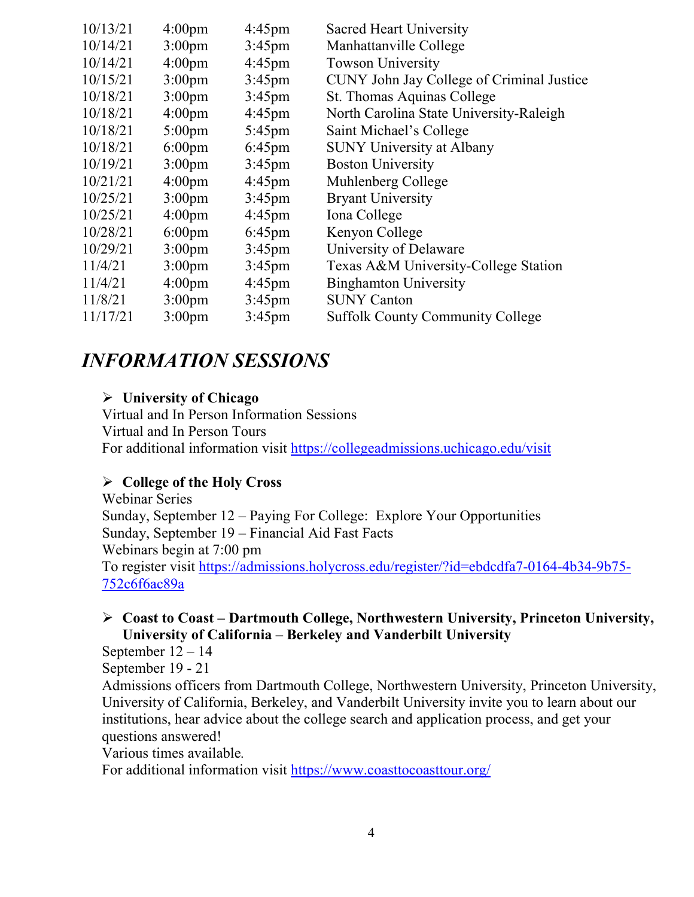| | | | |
|---|---|---|---|
| 10/13/21 | 4:00pm | 4:45pm | Sacred Heart University |
| 10/14/21 | 3:00pm | 3:45pm | Manhattanville College |
| 10/14/21 | 4:00pm | 4:45pm | Towson University |
| 10/15/21 | 3:00pm | 3:45pm | CUNY John Jay College of Criminal Justice |
| 10/18/21 | 3:00pm | 3:45pm | St. Thomas Aquinas College |
| 10/18/21 | 4:00pm | 4:45pm | North Carolina State University-Raleigh |
| 10/18/21 | 5:00pm | 5:45pm | Saint Michael's College |
| 10/18/21 | 6:00pm | 6:45pm | SUNY University at Albany |
| 10/19/21 | 3:00pm | 3:45pm | Boston University |
| 10/21/21 | 4:00pm | 4:45pm | Muhlenberg College |
| 10/25/21 | 3:00pm | 3:45pm | Bryant University |
| 10/25/21 | 4:00pm | 4:45pm | Iona College |
| 10/28/21 | 6:00pm | 6:45pm | Kenyon College |
| 10/29/21 | 3:00pm | 3:45pm | University of Delaware |
| 11/4/21 | 3:00pm | 3:45pm | Texas A&M University-College Station |
| 11/4/21 | 4:00pm | 4:45pm | Binghamton University |
| 11/8/21 | 3:00pm | 3:45pm | SUNY Canton |
| 11/17/21 | 3:00pm | 3:45pm | Suffolk County Community College |

## *INFORMATION SESSIONS*

- **University of Chicago**

  Virtual and In Person Information Sessions
  Virtual and In Person Tours
  For additional information visit https://collegeadmissions.uchicago.edu/visit

- **College of the Holy Cross**

  Webinar Series
  Sunday, September 12 – Paying For College: Explore Your Opportunities
  Sunday, September 19 – Financial Aid Fast Facts
  Webinars begin at 7:00 pm
  To register visit https://admissions.holycross.edu/register/?id=ebdcdfa7-0164-4b34-9b75-752c6f6ac89a

- **Coast to Coast – Dartmouth College, Northwestern University, Princeton University, University of California – Berkeley and Vanderbilt University**

  September 12 – 14
  September 19 - 21
  Admissions officers from Dartmouth College, Northwestern University, Princeton University, University of California, Berkeley, and Vanderbilt University invite you to learn about our institutions, hear advice about the college search and application process, and get your questions answered!
  Various times available.
  For additional information visit https://www.coasttocoasttour.org/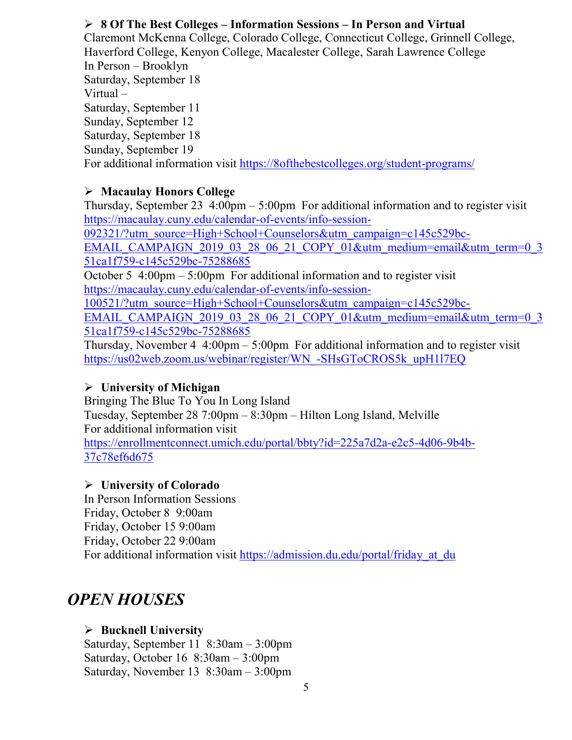- **8 Of The Best Colleges – Information Sessions – In Person and Virtual**
  Claremont McKenna College, Colorado College, Connecticut College, Grinnell College, Haverford College, Kenyon College, Macalester College, Sarah Lawrence College
  In Person – Brooklyn
  Saturday, September 18
  Virtual –
  Saturday, September 11
  Sunday, September 12
  Saturday, September 18
  Sunday, September 19
  For additional information visit https://8ofthebestcolleges.org/student-programs/

- **Macaulay Honors College**
  Thursday, September 23 4:00pm – 5:00pm For additional information and to register visit https://macaulay.cuny.edu/calendar-of-events/info-session-092321/?utm_source=High+School+Counselors&utm_campaign=c145c529bc-EMAIL_CAMPAIGN_2019_03_28_06_21_COPY_01&utm_medium=email&utm_term=0_351ca1f759-c145c529bc-75288685
  October 5 4:00pm – 5:00pm For additional information and to register visit https://macaulay.cuny.edu/calendar-of-events/info-session-100521/?utm_source=High+School+Counselors&utm_campaign=c145c529bc-EMAIL_CAMPAIGN_2019_03_28_06_21_COPY_01&utm_medium=email&utm_term=0_351ca1f759-c145c529bc-75288685
  Thursday, November 4 4:00pm – 5:00pm For additional information and to register visit https://us02web.zoom.us/webinar/register/WN_-SHsGToCROS5k_upH1l7EQ

- **University of Michigan**
  Bringing The Blue To You In Long Island
  Tuesday, September 28 7:00pm – 8:30pm – Hilton Long Island, Melville
  For additional information visit
  https://enrollmentconnect.umich.edu/portal/bbty?id=225a7d2a-e2c5-4d06-9b4b-37c78ef6d675

- **University of Colorado**
  In Person Information Sessions
  Friday, October 8 9:00am
  Friday, October 15 9:00am
  Friday, October 22 9:00am
  For additional information visit https://admission.du.edu/portal/friday_at_du

## *OPEN HOUSES*

- **Bucknell University**
  Saturday, September 11 8:30am – 3:00pm
  Saturday, October 16 8:30am – 3:00pm
  Saturday, November 13 8:30am – 3:00pm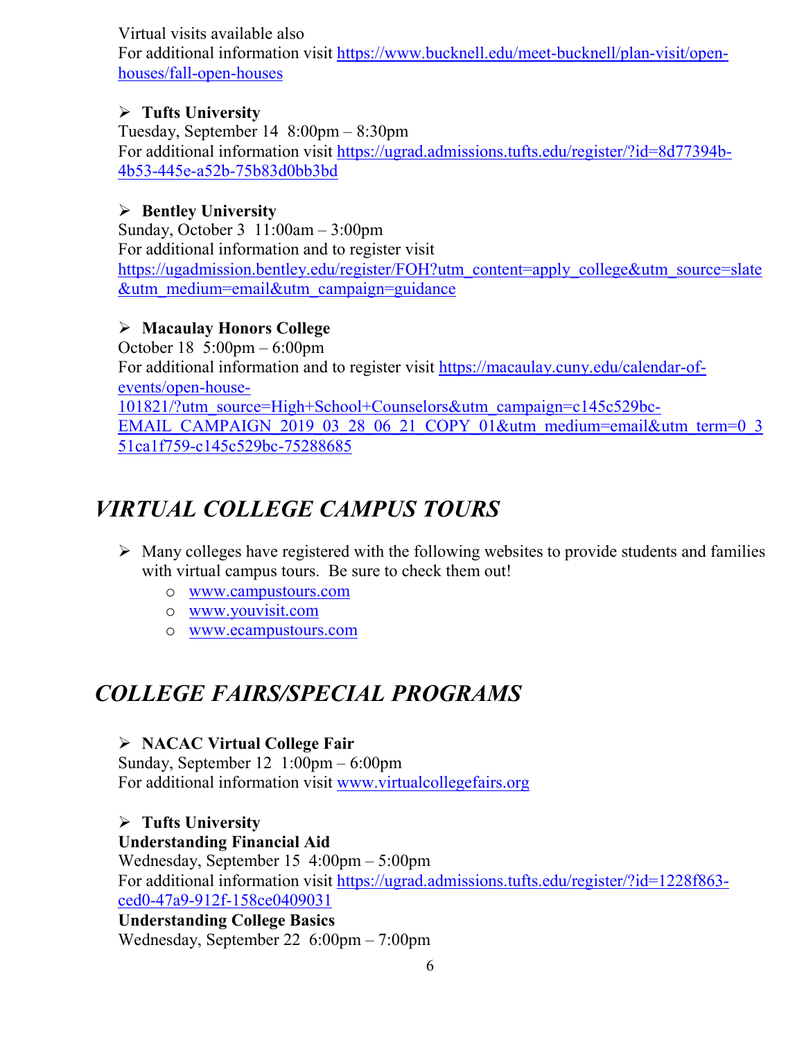Virtual visits available also
For additional information visit https://www.bucknell.edu/meet-bucknell/plan-visit/open-houses/fall-open-houses

- **Tufts University**
Tuesday, September 14  8:00pm – 8:30pm
For additional information visit https://ugrad.admissions.tufts.edu/register/?id=8d77394b-4b53-445e-a52b-75b83d0bb3bd

- **Bentley University**
Sunday, October 3  11:00am – 3:00pm
For additional information and to register visit https://ugadmission.bentley.edu/register/FOH?utm_content=apply_college&utm_source=slate&utm_medium=email&utm_campaign=guidance

- **Macaulay Honors College**
October 18  5:00pm – 6:00pm
For additional information and to register visit https://macaulay.cuny.edu/calendar-of-events/open-house-101821/?utm_source=High+School+Counselors&utm_campaign=c145c529bc-EMAIL_CAMPAIGN_2019_03_28_06_21_COPY_01&utm_medium=email&utm_term=0_351ca1f759-c145c529bc-75288685

## *VIRTUAL COLLEGE CAMPUS TOURS*

- Many colleges have registered with the following websites to provide students and families with virtual campus tours. Be sure to check them out!
  - www.campustours.com
  - www.youvisit.com
  - www.ecampustours.com

## *COLLEGE FAIRS/SPECIAL PROGRAMS*

- **NACAC Virtual College Fair**
Sunday, September 12  1:00pm – 6:00pm
For additional information visit www.virtualcollegefairs.org

- **Tufts University**
**Understanding Financial Aid**
Wednesday, September 15  4:00pm – 5:00pm
For additional information visit https://ugrad.admissions.tufts.edu/register/?id=1228f863-ced0-47a9-912f-158ce0409031
**Understanding College Basics**
Wednesday, September 22  6:00pm – 7:00pm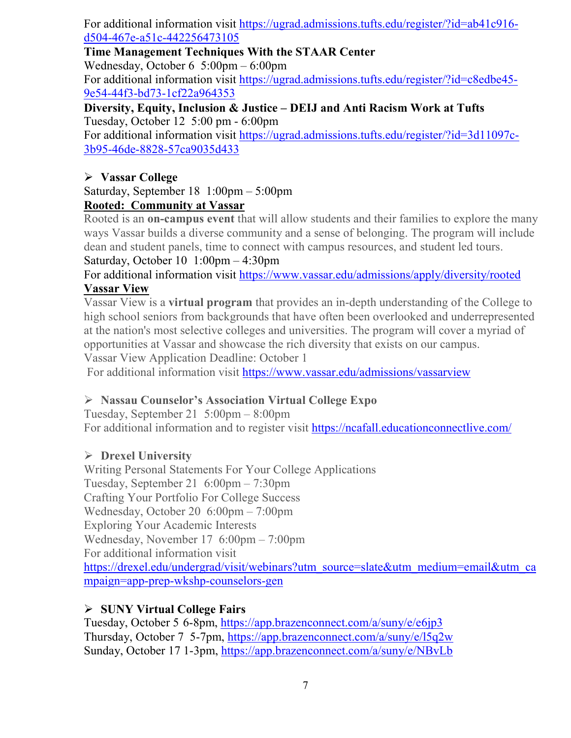For additional information visit https://ugrad.admissions.tufts.edu/register/?id=ab41c916-d504-467e-a51c-442256473105

**Time Management Techniques With the STAAR Center**
Wednesday, October 6  5:00pm – 6:00pm
For additional information visit https://ugrad.admissions.tufts.edu/register/?id=c8edbe45-9e54-44f3-bd73-1cf22a964353

**Diversity, Equity, Inclusion & Justice – DEIJ and Anti Racism Work at Tufts**
Tuesday, October 12  5:00 pm - 6:00pm
For additional information visit https://ugrad.admissions.tufts.edu/register/?id=3d11097c-3b95-46de-8828-57ca9035d433

- **Vassar College**

Saturday, September 18  1:00pm – 5:00pm

**Rooted:  Community at Vassar**

Rooted is an **on-campus event** that will allow students and their families to explore the many ways Vassar builds a diverse community and a sense of belonging. The program will include dean and student panels, time to connect with campus resources, and student led tours.
Saturday, October 10  1:00pm – 4:30pm
For additional information visit https://www.vassar.edu/admissions/apply/diversity/rooted

**Vassar View**

Vassar View is a **virtual program** that provides an in-depth understanding of the College to high school seniors from backgrounds that have often been overlooked and underrepresented at the nation's most selective colleges and universities. The program will cover a myriad of opportunities at Vassar and showcase the rich diversity that exists on our campus.
Vassar View Application Deadline: October 1
For additional information visit https://www.vassar.edu/admissions/vassarview

- **Nassau Counselor's Association Virtual College Expo**

Tuesday, September 21  5:00pm – 8:00pm
For additional information and to register visit https://ncafall.educationconnectlive.com/

- **Drexel University**

Writing Personal Statements For Your College Applications
Tuesday, September 21  6:00pm – 7:30pm
Crafting Your Portfolio For College Success
Wednesday, October 20  6:00pm – 7:00pm
Exploring Your Academic Interests
Wednesday, November 17  6:00pm – 7:00pm
For additional information visit
https://drexel.edu/undergrad/visit/webinars?utm_source=slate&utm_medium=email&utm_campaign=app-prep-wkshp-counselors-gen

- **SUNY Virtual College Fairs**

Tuesday, October 5 6-8pm, https://app.brazenconnect.com/a/suny/e/e6jp3
Thursday, October 7  5-7pm, https://app.brazenconnect.com/a/suny/e/l5q2w
Sunday, October 17 1-3pm, https://app.brazenconnect.com/a/suny/e/NBvLb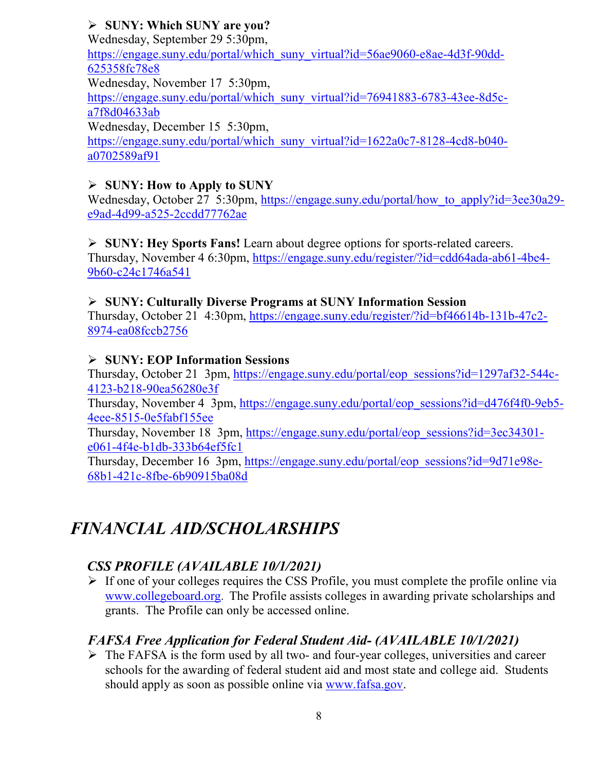- **SUNY: Which SUNY are you?**
  Wednesday, September 29 5:30pm, https://engage.suny.edu/portal/which_suny_virtual?id=56ae9060-e8ae-4d3f-90dd-625358fc78e8
  Wednesday, November 17 5:30pm, https://engage.suny.edu/portal/which_suny_virtual?id=76941883-6783-43ee-8d5c-a7f8d04633ab
  Wednesday, December 15 5:30pm, https://engage.suny.edu/portal/which_suny_virtual?id=1622a0c7-8128-4cd8-b040-a0702589af91

- **SUNY: How to Apply to SUNY**
  Wednesday, October 27 5:30pm, https://engage.suny.edu/portal/how_to_apply?id=3ee30a29-e9ad-4d99-a525-2ccdd77762ae

- **SUNY: Hey Sports Fans!** Learn about degree options for sports-related careers.
  Thursday, November 4 6:30pm, https://engage.suny.edu/register/?id=cdd64ada-ab61-4be4-9b60-c24c1746a541

- **SUNY: Culturally Diverse Programs at SUNY Information Session**
  Thursday, October 21 4:30pm, https://engage.suny.edu/register/?id=bf46614b-131b-47c2-8974-ea08fccb2756

- **SUNY: EOP Information Sessions**
  Thursday, October 21 3pm, https://engage.suny.edu/portal/eop_sessions?id=1297af32-544c-4123-b218-90ea56280e3f
  Thursday, November 4 3pm, https://engage.suny.edu/portal/eop_sessions?id=d476f4f0-9eb5-4eee-8515-0e5fabf155ee
  Thursday, November 18 3pm, https://engage.suny.edu/portal/eop_sessions?id=3ec34301-e061-4f4e-b1db-333b64ef5fc1
  Thursday, December 16 3pm, https://engage.suny.edu/portal/eop_sessions?id=9d71e98e-68b1-421c-8fbe-6b90915ba08d

# *FINANCIAL AID/SCHOLARSHIPS*

## *CSS PROFILE (AVAILABLE 10/1/2021)*

- If one of your colleges requires the CSS Profile, you must complete the profile online via www.collegeboard.org. The Profile assists colleges in awarding private scholarships and grants. The Profile can only be accessed online.

## *FAFSA Free Application for Federal Student Aid- (AVAILABLE 10/1/2021)*

- The FAFSA is the form used by all two- and four-year colleges, universities and career schools for the awarding of federal student aid and most state and college aid. Students should apply as soon as possible online via www.fafsa.gov.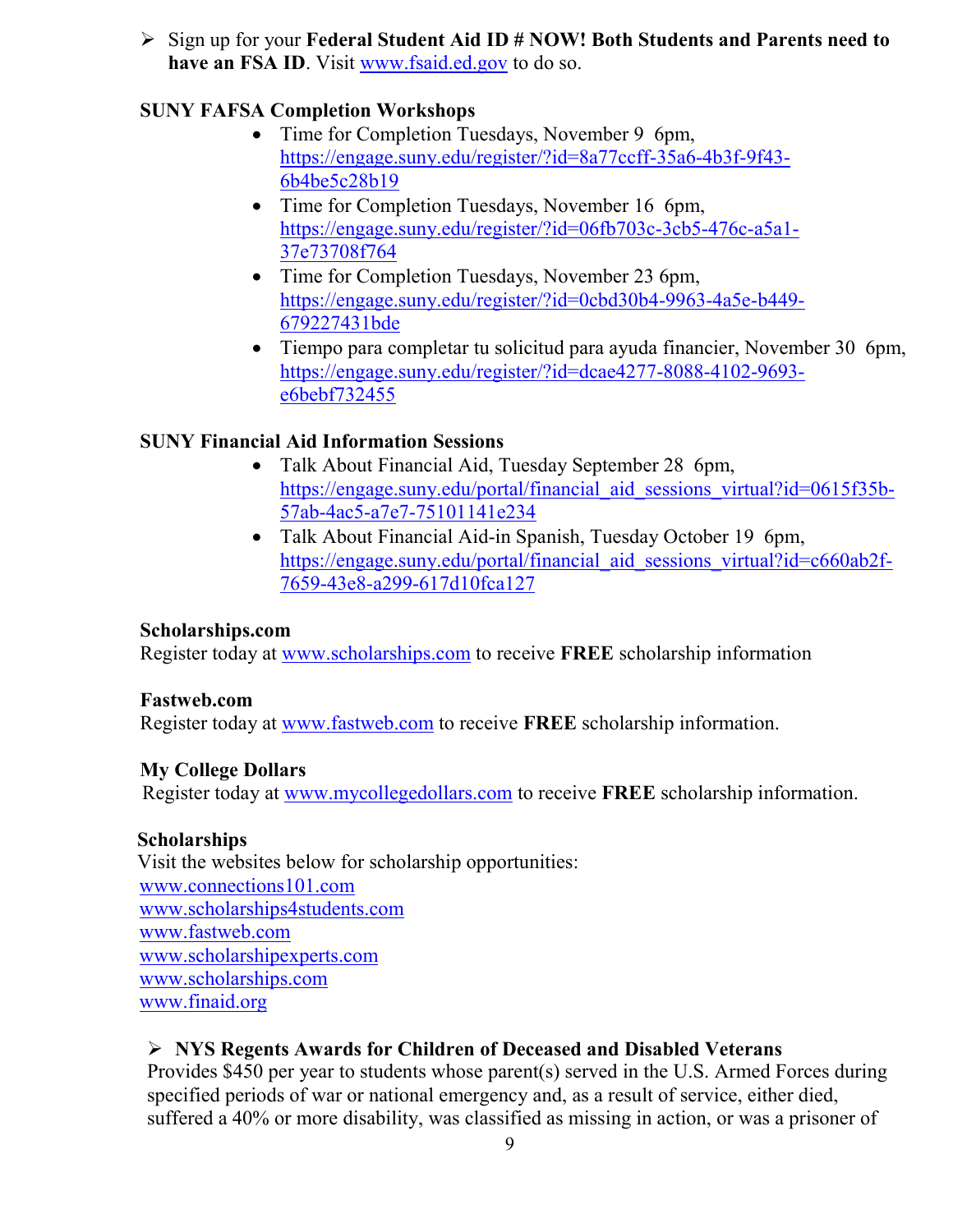- Sign up for your **Federal Student Aid ID # NOW! Both Students and Parents need to have an FSA ID**. Visit www.fsaid.ed.gov to do so.

**SUNY FAFSA Completion Workshops**

- Time for Completion Tuesdays, November 9 6pm, https://engage.suny.edu/register/?id=8a77ccff-35a6-4b3f-9f43-6b4be5c28b19
- Time for Completion Tuesdays, November 16 6pm, https://engage.suny.edu/register/?id=06fb703c-3cb5-476c-a5a1-37e73708f764
- Time for Completion Tuesdays, November 23 6pm, https://engage.suny.edu/register/?id=0cbd30b4-9963-4a5e-b449-679227431bde
- Tiempo para completar tu solicitud para ayuda financier, November 30 6pm, https://engage.suny.edu/register/?id=dcae4277-8088-4102-9693-e6bebf732455

**SUNY Financial Aid Information Sessions**

- Talk About Financial Aid, Tuesday September 28 6pm, https://engage.suny.edu/portal/financial_aid_sessions_virtual?id=0615f35b-57ab-4ac5-a7e7-75101141e234
- Talk About Financial Aid-in Spanish, Tuesday October 19 6pm, https://engage.suny.edu/portal/financial_aid_sessions_virtual?id=c660ab2f-7659-43e8-a299-617d10fca127

**Scholarships.com**
Register today at www.scholarships.com to receive **FREE** scholarship information

**Fastweb.com**
Register today at www.fastweb.com to receive **FREE** scholarship information.

**My College Dollars**
Register today at www.mycollegedollars.com to receive **FREE** scholarship information.

**Scholarships**
Visit the websites below for scholarship opportunities:
www.connections101.com
www.scholarships4students.com
www.fastweb.com
www.scholarshipexperts.com
www.scholarships.com
www.finaid.org

- **NYS Regents Awards for Children of Deceased and Disabled Veterans**
  Provides $450 per year to students whose parent(s) served in the U.S. Armed Forces during specified periods of war or national emergency and, as a result of service, either died, suffered a 40% or more disability, was classified as missing in action, or was a prisoner of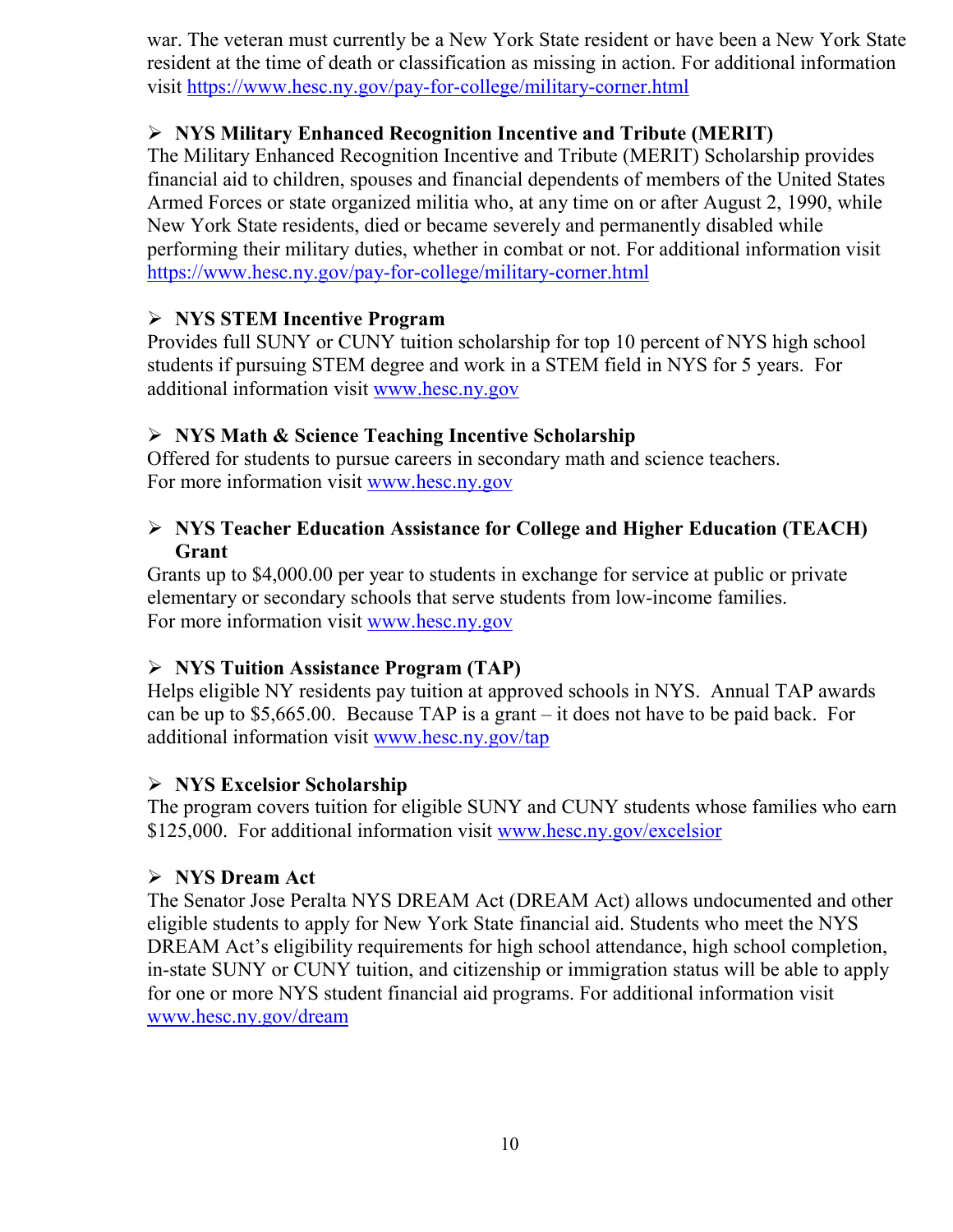war. The veteran must currently be a New York State resident or have been a New York State resident at the time of death or classification as missing in action. For additional information visit https://www.hesc.ny.gov/pay-for-college/military-corner.html

- **NYS Military Enhanced Recognition Incentive and Tribute (MERIT)**

The Military Enhanced Recognition Incentive and Tribute (MERIT) Scholarship provides financial aid to children, spouses and financial dependents of members of the United States Armed Forces or state organized militia who, at any time on or after August 2, 1990, while New York State residents, died or became severely and permanently disabled while performing their military duties, whether in combat or not. For additional information visit https://www.hesc.ny.gov/pay-for-college/military-corner.html

- **NYS STEM Incentive Program**

Provides full SUNY or CUNY tuition scholarship for top 10 percent of NYS high school students if pursuing STEM degree and work in a STEM field in NYS for 5 years. For additional information visit www.hesc.ny.gov

- **NYS Math & Science Teaching Incentive Scholarship**

Offered for students to pursue careers in secondary math and science teachers.
For more information visit www.hesc.ny.gov

- **NYS Teacher Education Assistance for College and Higher Education (TEACH) Grant**

Grants up to $4,000.00 per year to students in exchange for service at public or private elementary or secondary schools that serve students from low-income families.
For more information visit www.hesc.ny.gov

- **NYS Tuition Assistance Program (TAP)**

Helps eligible NY residents pay tuition at approved schools in NYS. Annual TAP awards can be up to $5,665.00. Because TAP is a grant – it does not have to be paid back. For additional information visit www.hesc.ny.gov/tap

- **NYS Excelsior Scholarship**

The program covers tuition for eligible SUNY and CUNY students whose families who earn $125,000. For additional information visit www.hesc.ny.gov/excelsior

- **NYS Dream Act**

The Senator Jose Peralta NYS DREAM Act (DREAM Act) allows undocumented and other eligible students to apply for New York State financial aid. Students who meet the NYS DREAM Act's eligibility requirements for high school attendance, high school completion, in-state SUNY or CUNY tuition, and citizenship or immigration status will be able to apply for one or more NYS student financial aid programs. For additional information visit www.hesc.ny.gov/dream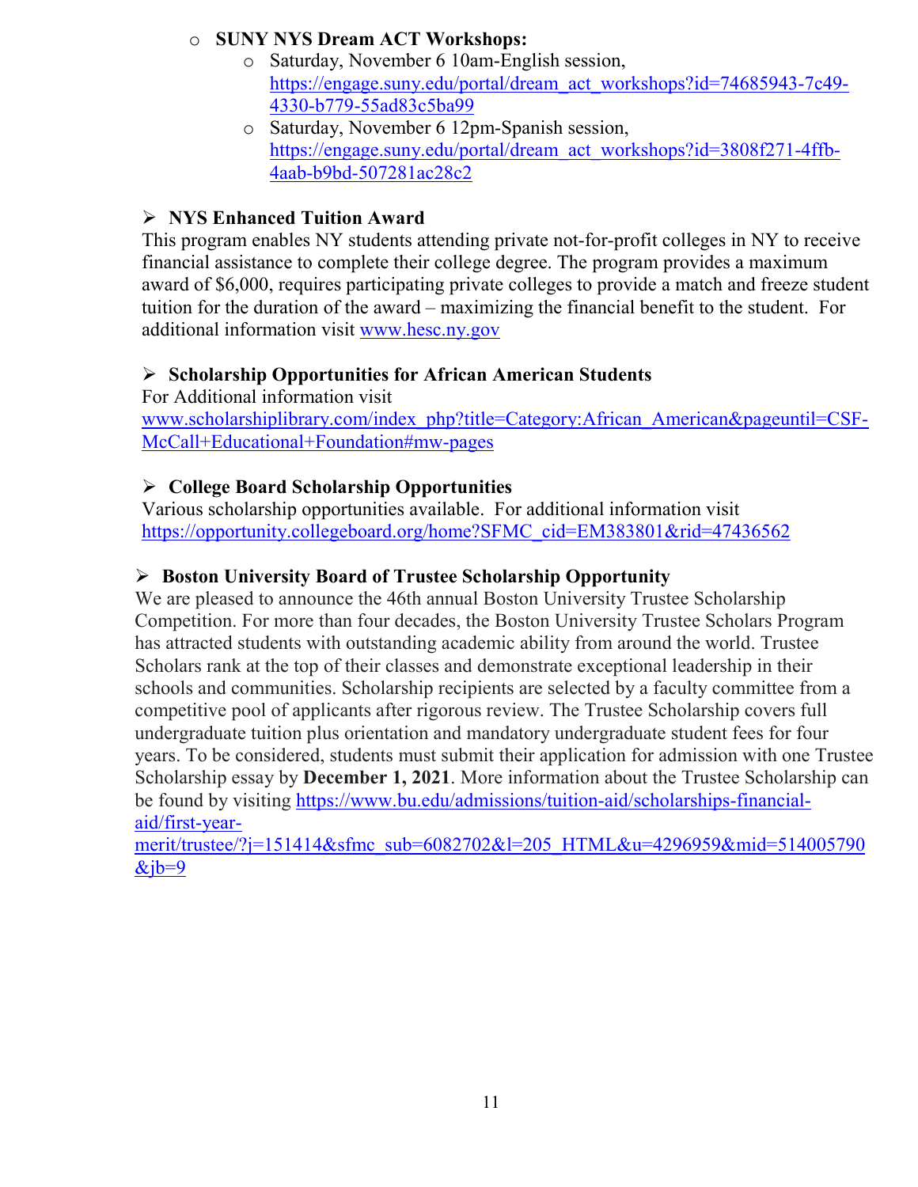- **SUNY NYS Dream ACT Workshops:**
  - Saturday, November 6 10am-English session, https://engage.suny.edu/portal/dream_act_workshops?id=74685943-7c49-4330-b779-55ad83c5ba99
  - Saturday, November 6 12pm-Spanish session, https://engage.suny.edu/portal/dream_act_workshops?id=3808f271-4ffb-4aab-b9bd-507281ac28c2

### ➢ NYS Enhanced Tuition Award

This program enables NY students attending private not-for-profit colleges in NY to receive financial assistance to complete their college degree. The program provides a maximum award of $6,000, requires participating private colleges to provide a match and freeze student tuition for the duration of the award – maximizing the financial benefit to the student. For additional information visit www.hesc.ny.gov

### ➢ Scholarship Opportunities for African American Students

For Additional information visit www.scholarshiplibrary.com/index_php?title=Category:African_American&pageuntil=CSF-McCall+Educational+Foundation#mw-pages

### ➢ College Board Scholarship Opportunities

Various scholarship opportunities available. For additional information visit https://opportunity.collegeboard.org/home?SFMC_cid=EM383801&rid=47436562

### ➢ Boston University Board of Trustee Scholarship Opportunity

We are pleased to announce the 46th annual Boston University Trustee Scholarship Competition. For more than four decades, the Boston University Trustee Scholars Program has attracted students with outstanding academic ability from around the world. Trustee Scholars rank at the top of their classes and demonstrate exceptional leadership in their schools and communities. Scholarship recipients are selected by a faculty committee from a competitive pool of applicants after rigorous review. The Trustee Scholarship covers full undergraduate tuition plus orientation and mandatory undergraduate student fees for four years. To be considered, students must submit their application for admission with one Trustee Scholarship essay by **December 1, 2021**. More information about the Trustee Scholarship can be found by visiting https://www.bu.edu/admissions/tuition-aid/scholarships-financial-aid/first-year-merit/trustee/?j=151414&sfmc_sub=6082702&l=205_HTML&u=4296959&mid=514005790&jb=9